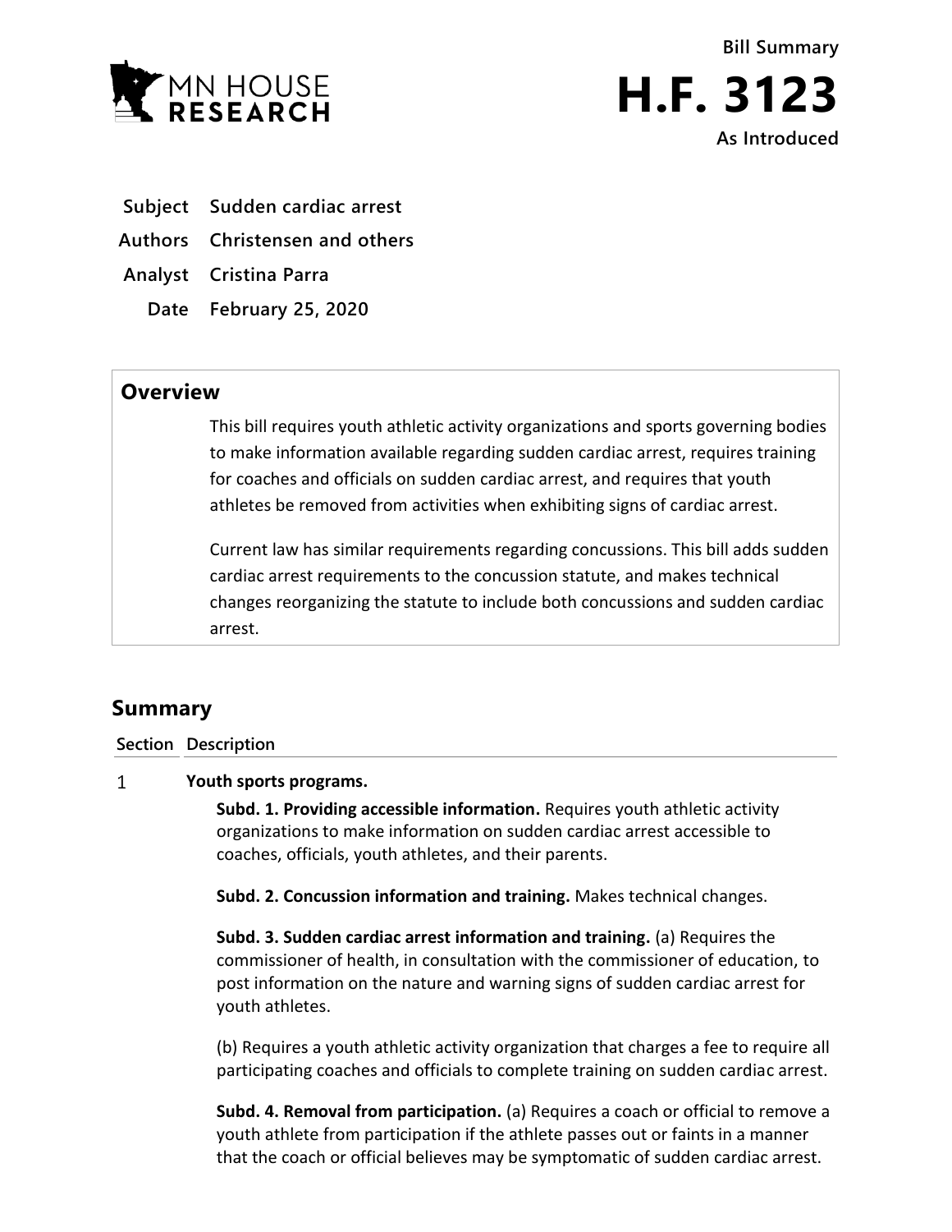MN HOUSE RESEARCH

Bill Summary

# H.F. 3123

As Introduced

**Subject** Sudden cardiac arrest

**Authors** Christensen and others

**Analyst** Cristina Parra

**Date** February 25, 2020

## Overview

This bill requires youth athletic activity organizations and sports governing bodies to make information available regarding sudden cardiac arrest, requires training for coaches and officials on sudden cardiac arrest, and requires that youth athletes be removed from activities when exhibiting signs of cardiac arrest.

Current law has similar requirements regarding concussions. This bill adds sudden cardiac arrest requirements to the concussion statute, and makes technical changes reorganizing the statute to include both concussions and sudden cardiac arrest.

## Summary

| Section | Description |
|---|---|
| 1 | **Youth sports programs.** |

**Subd. 1. Providing accessible information.** Requires youth athletic activity organizations to make information on sudden cardiac arrest accessible to coaches, officials, youth athletes, and their parents.

**Subd. 2. Concussion information and training.** Makes technical changes.

**Subd. 3. Sudden cardiac arrest information and training.** (a) Requires the commissioner of health, in consultation with the commissioner of education, to post information on the nature and warning signs of sudden cardiac arrest for youth athletes.

(b) Requires a youth athletic activity organization that charges a fee to require all participating coaches and officials to complete training on sudden cardiac arrest.

**Subd. 4. Removal from participation.** (a) Requires a coach or official to remove a youth athlete from participation if the athlete passes out or faints in a manner that the coach or official believes may be symptomatic of sudden cardiac arrest.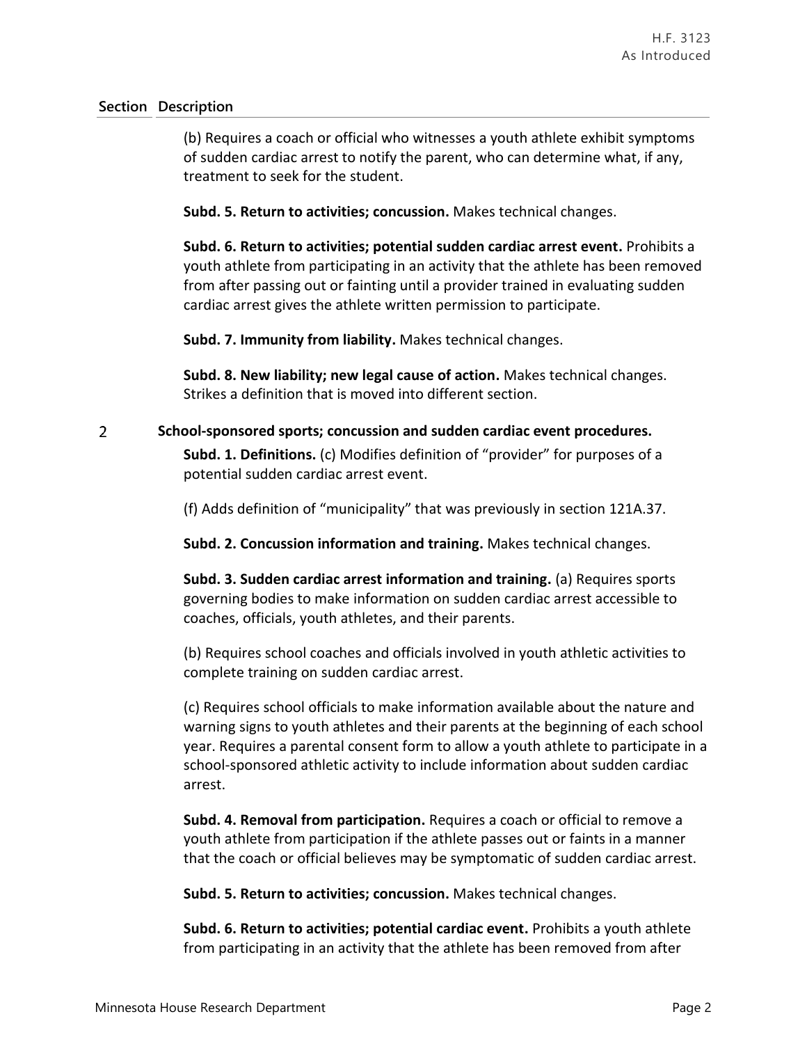| Section | Description |
|---|---|
| | (b) Requires a coach or official who witnesses a youth athlete exhibit symptoms of sudden cardiac arrest to notify the parent, who can determine what, if any, treatment to seek for the student.<br><br>**Subd. 5. Return to activities; concussion.** Makes technical changes.<br><br>**Subd. 6. Return to activities; potential sudden cardiac arrest event.** Prohibits a youth athlete from participating in an activity that the athlete has been removed from after passing out or fainting until a provider trained in evaluating sudden cardiac arrest gives the athlete written permission to participate.<br><br>**Subd. 7. Immunity from liability.** Makes technical changes.<br><br>**Subd. 8. New liability; new legal cause of action.** Makes technical changes. Strikes a definition that is moved into different section. |
| 2 | **School-sponsored sports; concussion and sudden cardiac event procedures.**<br><br>**Subd. 1. Definitions.** (c) Modifies definition of "provider" for purposes of a potential sudden cardiac arrest event.<br><br>(f) Adds definition of "municipality" that was previously in section 121A.37.<br><br>**Subd. 2. Concussion information and training.** Makes technical changes.<br><br>**Subd. 3. Sudden cardiac arrest information and training.** (a) Requires sports governing bodies to make information on sudden cardiac arrest accessible to coaches, officials, youth athletes, and their parents.<br><br>(b) Requires school coaches and officials involved in youth athletic activities to complete training on sudden cardiac arrest.<br><br>(c) Requires school officials to make information available about the nature and warning signs to youth athletes and their parents at the beginning of each school year. Requires a parental consent form to allow a youth athlete to participate in a school-sponsored athletic activity to include information about sudden cardiac arrest.<br><br>**Subd. 4. Removal from participation.** Requires a coach or official to remove a youth athlete from participation if the athlete passes out or faints in a manner that the coach or official believes may be symptomatic of sudden cardiac arrest.<br><br>**Subd. 5. Return to activities; concussion.** Makes technical changes.<br><br>**Subd. 6. Return to activities; potential cardiac event.** Prohibits a youth athlete from participating in an activity that the athlete has been removed from after |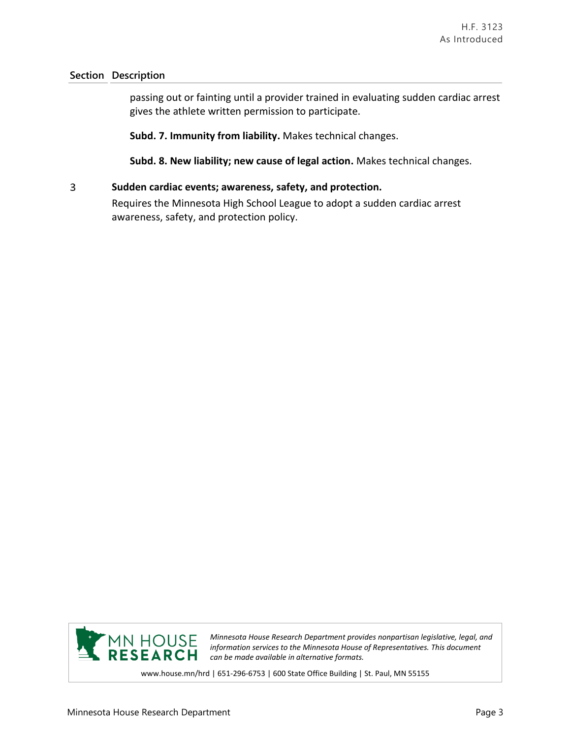| Section | Description |
|---|---|
| | passing out or fainting until a provider trained in evaluating sudden cardiac arrest gives the athlete written permission to participate.<br><br>**Subd. 7. Immunity from liability.** Makes technical changes.<br><br>**Subd. 8. New liability; new cause of legal action.** Makes technical changes. |
| 3 | **Sudden cardiac events; awareness, safety, and protection.**<br>Requires the Minnesota High School League to adopt a sudden cardiac arrest awareness, safety, and protection policy. |

*Minnesota House Research Department provides nonpartisan legislative, legal, and information services to the Minnesota House of Representatives. This document can be made available in alternative formats.*

www.house.mn/hrd | 651-296-6753 | 600 State Office Building | St. Paul, MN 55155